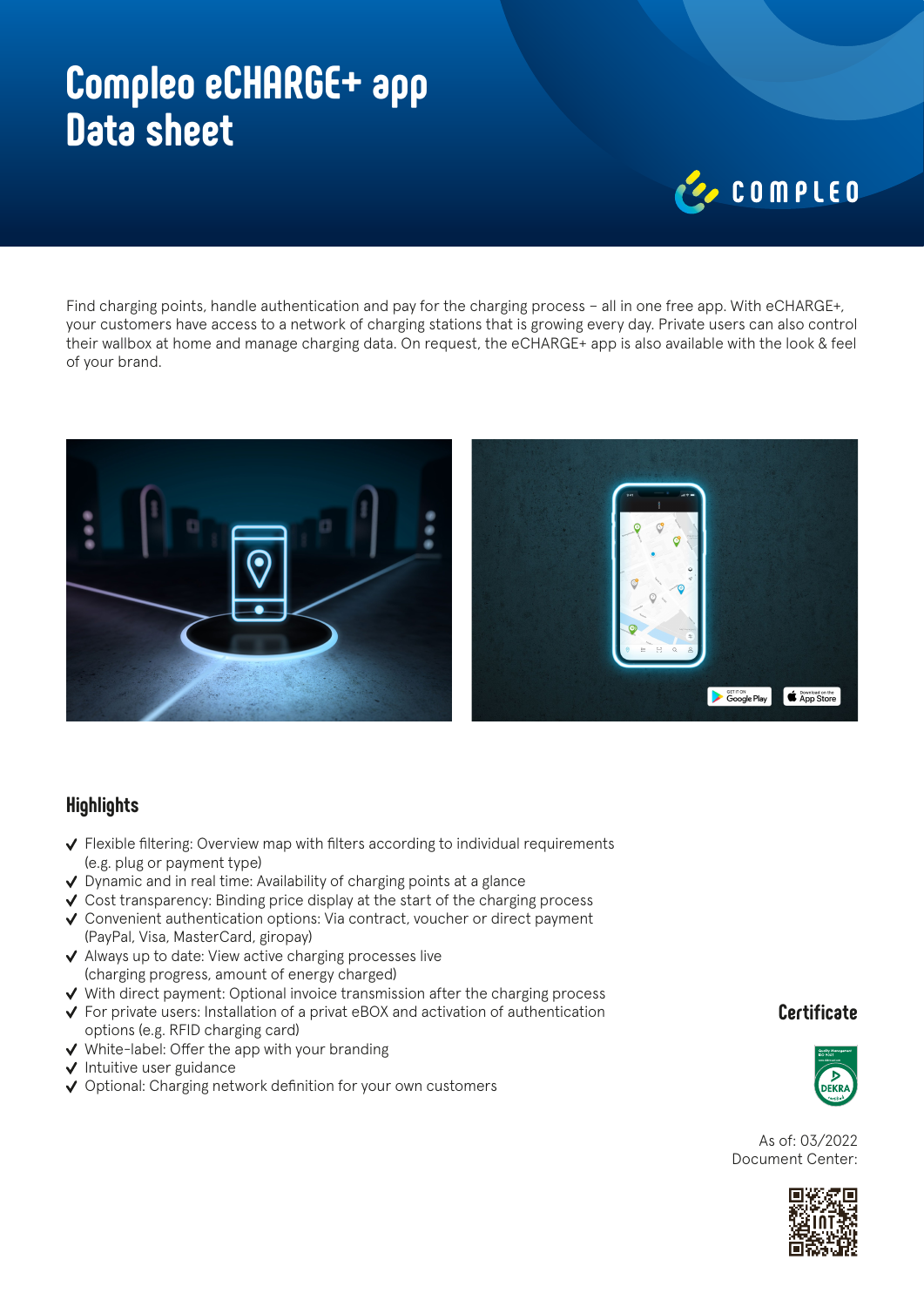# Compleo eCHARGE+ app Data sheet

Find charging points, handle authentication and pay for the charging process – all in one free app. With eCHARGE+, your customers have access to a network of charging stations that is growing every day. Private users can also control their wallbox at home and manage charging data. On request, the eCHARGE+ app is also available with the look & feel of your brand.

## Highlights

- Flexible filtering: Overview map with filters according to individual requirements (e.g. plug or payment type)
- Dynamic and in real time: Availability of charging points at a glance
- Cost transparency: Binding price display at the start of the charging process
- Convenient authentication options: Via contract, voucher or direct payment (PayPal, Visa, MasterCard, giropay)
- Always up to date: View active charging processes live (charging progress, amount of energy charged)
- With direct payment: Optional invoice transmission after the charging process
- For private users: Installation of a privat eBOX and activation of authentication options (e.g. RFID charging card)
- White-label: Offer the app with your branding
- Intuitive user guidance
- Optional: Charging network definition for your own customers

## Certificate

As of: 03/2022
Document Center: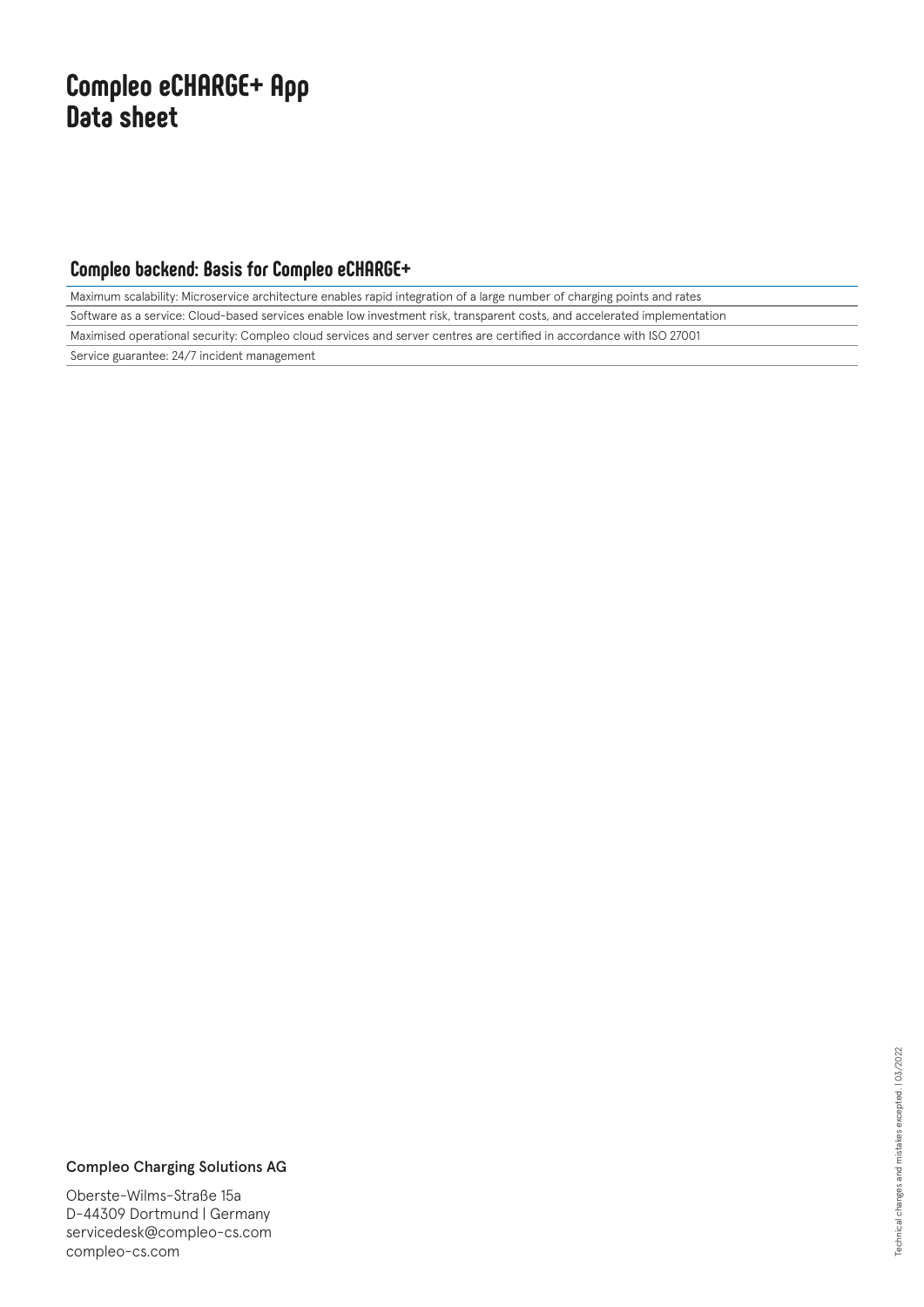# Compleo eCHARGE+ App
# Data sheet

## Compleo backend: Basis for Compleo eCHARGE+

| |
|---|
| Maximum scalability: Microservice architecture enables rapid integration of a large number of charging points and rates |
| Software as a service: Cloud-based services enable low investment risk, transparent costs, and accelerated implementation |
| Maximised operational security: Compleo cloud services and server centres are certified in accordance with ISO 27001 |
| Service guarantee: 24/7 incident management |

**Compleo Charging Solutions AG**

Oberste-Wilms-Straße 15a
D-44309 Dortmund | Germany
servicedesk@compleo-cs.com
compleo-cs.com

Technical changes and mistakes excepted. | 03/2022